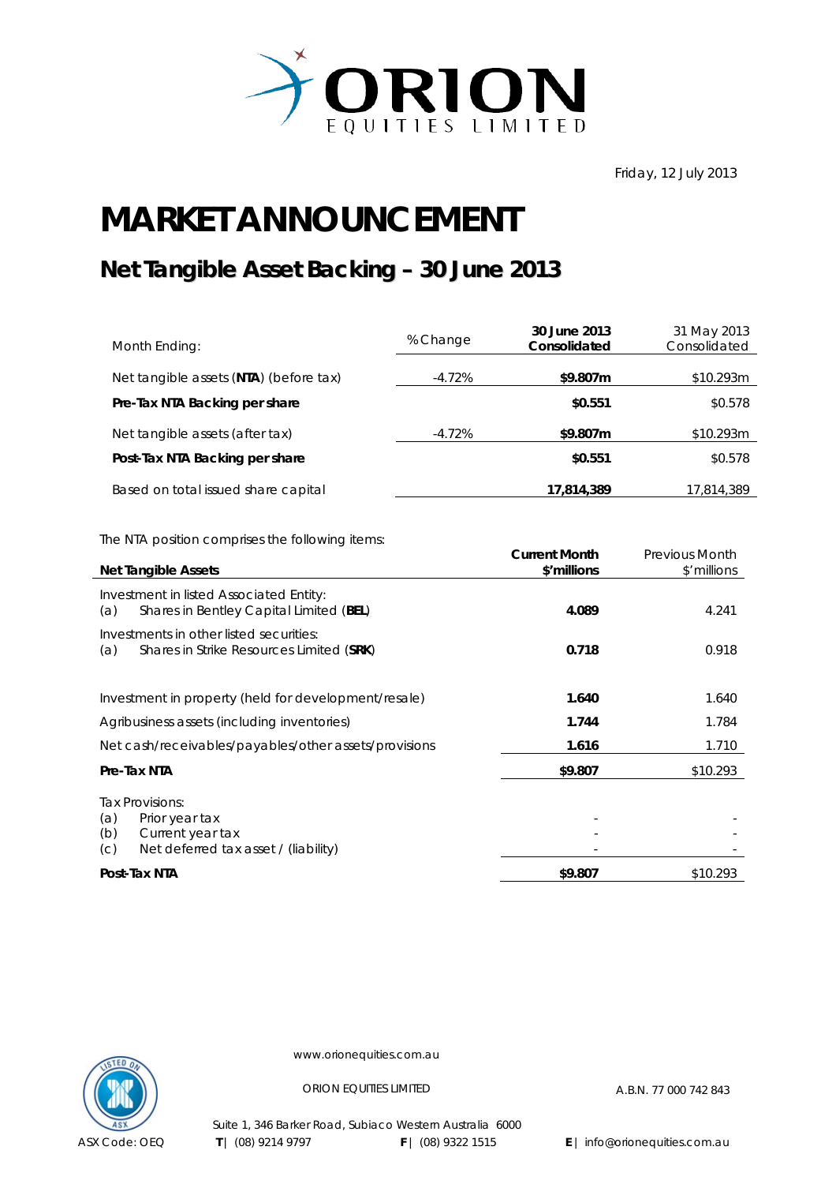ORION EQUITIES LIMITED

Friday, 12 July 2013

# MARKET ANNOUNCEMENT

## Net Tangible Asset Backing – 30 June 2013

| Month Ending: | % Change | **30 June 2013 Consolidated** | 31 May 2013 Consolidated |
|---|---|---|---|
| Net tangible assets (**NTA**) (before tax) | -4.72% | **$9.807m** | $10.293m |
| **Pre-Tax NTA Backing per share** | | **$0.551** | $0.578 |
| Net tangible assets (after tax) | -4.72% | **$9.807m** | $10.293m |
| **Post-Tax NTA Backing per share** | | **$0.551** | $0.578 |
| Based on total issued share capital | | **17,814,389** | 17,814,389 |

The NTA position comprises the following items:

| **Net Tangible Assets** | **Current Month $'millions** | Previous Month $'millions |
|---|---|---|
| Investment in listed Associated Entity: | | |
| (a) Shares in Bentley Capital Limited (**BEL**) | **4.089** | 4.241 |
| Investments in other listed securities: | | |
| (a) Shares in Strike Resources Limited (**SRK**) | **0.718** | 0.918 |
| Investment in property (held for development/resale) | **1.640** | 1.640 |
| Agribusiness assets (including inventories) | **1.744** | 1.784 |
| Net cash/receivables/payables/other assets/provisions | **1.616** | 1.710 |
| **Pre-Tax NTA** | **$9.807** | $10.293 |
| Tax Provisions: | | |
| (a) Prior year tax | - | - |
| (b) Current year tax | - | - |
| (c) Net deferred tax asset / (liability) | - | - |
| **Post-Tax NTA** | **$9.807** | $10.293 |

www.orionequities.com.au

ORION EQUITIES LIMITED A.B.N. 77 000 742 843

Suite 1, 346 Barker Road, Subiaco Western Australia 6000

ASX Code: OEQ **T** | (08) 9214 9797 **F** | (08) 9322 1515 **E** | info@orionequities.com.au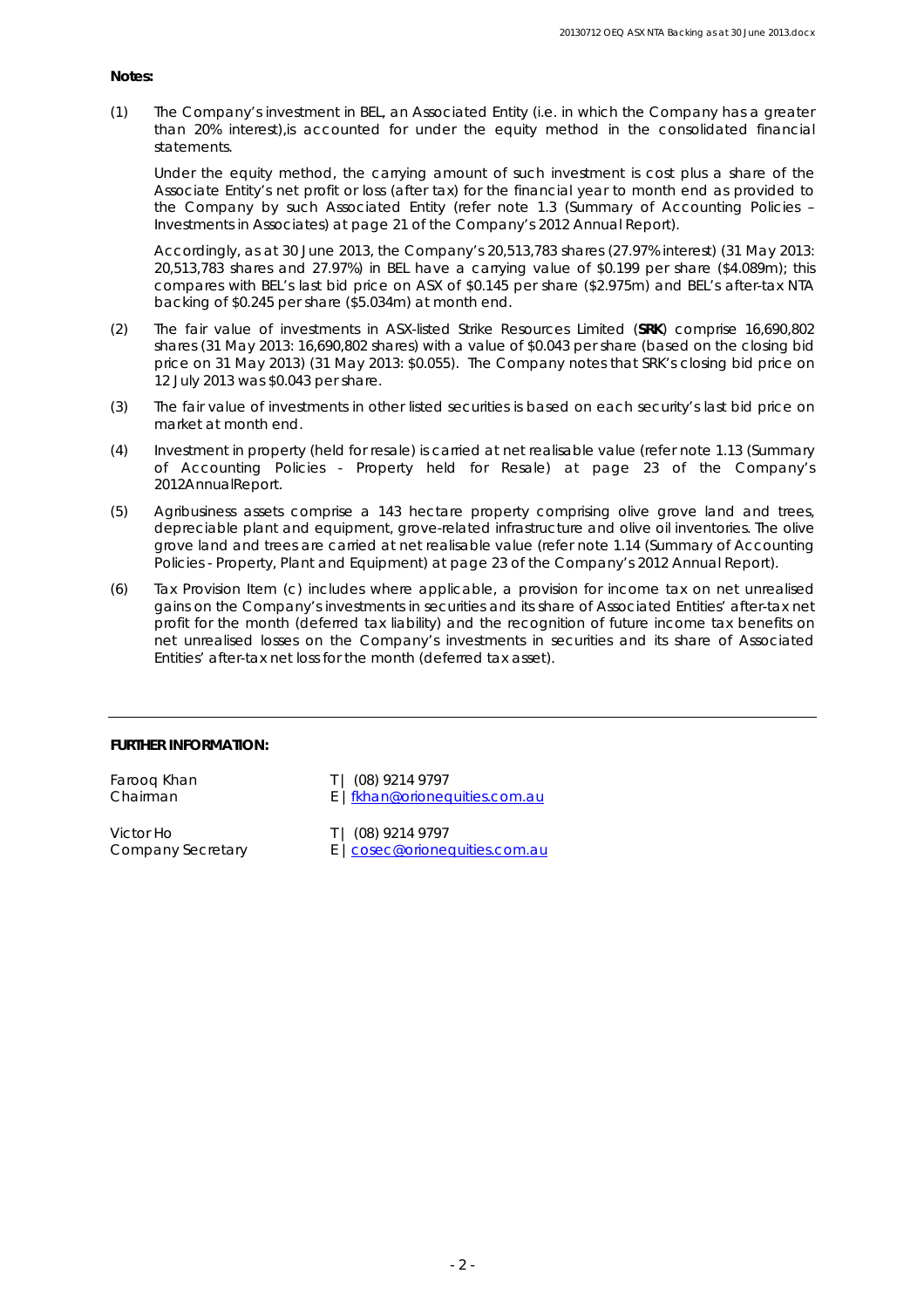**Notes:**

(1) The Company's investment in BEL, an Associated Entity (i.e. in which the Company has a greater than 20% interest),is accounted for under the equity method in the consolidated financial statements.

Under the equity method, the carrying amount of such investment is cost plus a share of the Associate Entity's net profit or loss (after tax) for the financial year to month end as provided to the Company by such Associated Entity (refer note 1.3 (Summary of Accounting Policies – Investments in Associates) at page 21 of the Company's 2012 Annual Report).

Accordingly, as at 30 June 2013, the Company's 20,513,783 shares (27.97% interest) (31 May 2013: 20,513,783 shares and 27.97%) in BEL have a carrying value of $0.199 per share ($4.089m); this compares with BEL's last bid price on ASX of $0.145 per share ($2.975m) and BEL's after-tax NTA backing of $0.245 per share ($5.034m) at month end.

(2) The fair value of investments in ASX-listed Strike Resources Limited (**SRK**) comprise 16,690,802 shares (31 May 2013: 16,690,802 shares) with a value of $0.043 per share (based on the closing bid price on 31 May 2013) (31 May 2013: $0.055). The Company notes that SRK's closing bid price on 12 July 2013 was $0.043 per share.

(3) The fair value of investments in other listed securities is based on each security's last bid price on market at month end.

(4) Investment in property (held for resale) is carried at net realisable value (refer note 1.13 (Summary of Accounting Policies - Property held for Resale) at page 23 of the Company's 2012AnnualReport.

(5) Agribusiness assets comprise a 143 hectare property comprising olive grove land and trees, depreciable plant and equipment, grove-related infrastructure and olive oil inventories. The olive grove land and trees are carried at net realisable value (refer note 1.14 (Summary of Accounting Policies - Property, Plant and Equipment) at page 23 of the Company's 2012 Annual Report).

(6) Tax Provision Item (c) includes where applicable, a provision for income tax on net unrealised gains on the Company's investments in securities and its share of Associated Entities' after-tax net profit for the month (deferred tax liability) and the recognition of future income tax benefits on net unrealised losses on the Company's investments in securities and its share of Associated Entities' after-tax net loss for the month (deferred tax asset).

---

**FURTHER INFORMATION:**

| | |
|---|---|
| Farooq Khan<br>Chairman | T \| (08) 9214 9797<br>E \| fkhan@orionequities.com.au |
| Victor Ho<br>Company Secretary | T \| (08) 9214 9797<br>E \| cosec@orionequities.com.au |